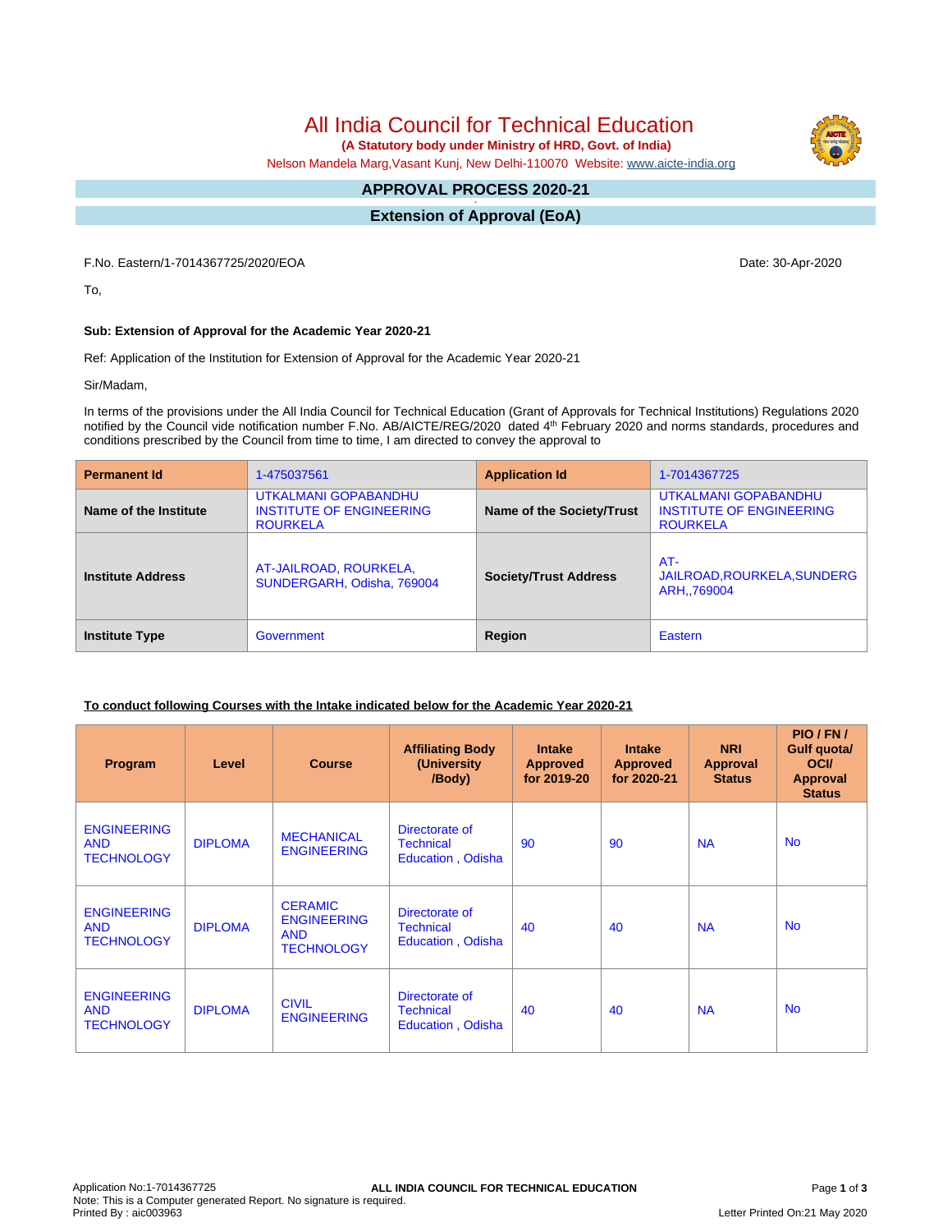# All India Council for Technical Education

**(A Statutory body under Ministry of HRD, Govt. of India)**

Nelson Mandela Marg,Vasant Kunj, New Delhi-110070 Website: www.aicte-india.org

## APPROVAL PROCESS 2020-21

## Extension of Approval (EoA)

F.No. Eastern/1-7014367725/2020/EOA

Date: 30-Apr-2020

To,

**Sub: Extension of Approval for the Academic Year 2020-21**

Ref: Application of the Institution for Extension of Approval for the Academic Year 2020-21

Sir/Madam,

In terms of the provisions under the All India Council for Technical Education (Grant of Approvals for Technical Institutions) Regulations 2020 notified by the Council vide notification number F.No. AB/AICTE/REG/2020 dated 4th February 2020 and norms standards, procedures and conditions prescribed by the Council from time to time, I am directed to convey the approval to

| **Permanent Id** | 1-475037561 | **Application Id** | 1-7014367725 |
|---|---|---|---|
| **Name of the Institute** | UTKALMANI GOPABANDHU INSTITUTE OF ENGINEERING ROURKELA | **Name of the Society/Trust** | UTKALMANI GOPABANDHU INSTITUTE OF ENGINEERING ROURKELA |
| **Institute Address** | AT-JAILROAD, ROURKELA, SUNDERGARH, Odisha, 769004 | **Society/Trust Address** | AT-JAILROAD,ROURKELA,SUNDERGARH,,769004 |
| **Institute Type** | Government | **Region** | Eastern |

**To conduct following Courses with the Intake indicated below for the Academic Year 2020-21**

| Program | Level | Course | Affiliating Body (University /Body) | Intake Approved for 2019-20 | Intake Approved for 2020-21 | NRI Approval Status | PIO / FN / Gulf quota/ OCI/ Approval Status |
|---|---|---|---|---|---|---|---|
| ENGINEERING AND TECHNOLOGY | DIPLOMA | MECHANICAL ENGINEERING | Directorate of Technical Education , Odisha | 90 | 90 | NA | No |
| ENGINEERING AND TECHNOLOGY | DIPLOMA | CERAMIC ENGINEERING AND TECHNOLOGY | Directorate of Technical Education , Odisha | 40 | 40 | NA | No |
| ENGINEERING AND TECHNOLOGY | DIPLOMA | CIVIL ENGINEERING | Directorate of Technical Education , Odisha | 40 | 40 | NA | No |

Application No:1-7014367725
Note: This is a Computer generated Report. No signature is required.
Printed By : aic003963

Letter Printed On:21 May 2020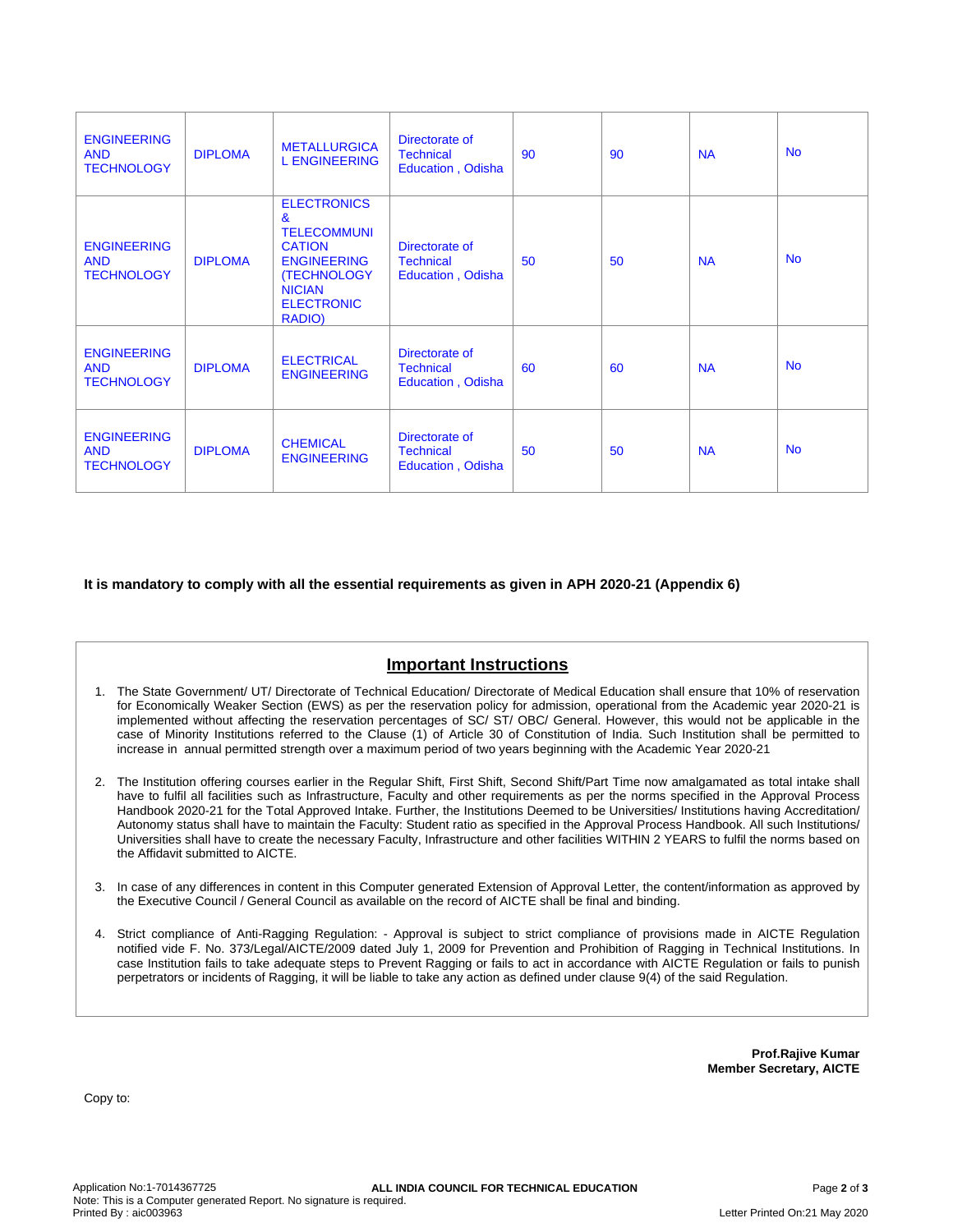| ENGINEERING AND TECHNOLOGY | DIPLOMA | METALLURGICAL ENGINEERING | Directorate of Technical Education , Odisha | 90 | 90 | NA | No |
|---|---|---|---|---|---|---|---|
| ENGINEERING AND TECHNOLOGY | DIPLOMA | ELECTRONICS & TELECOMMUNICATION ENGINEERING (TECHNOLOGY NICIAN ELECTRONIC RADIO) | Directorate of Technical Education , Odisha | 50 | 50 | NA | No |
| ENGINEERING AND TECHNOLOGY | DIPLOMA | ELECTRICAL ENGINEERING | Directorate of Technical Education , Odisha | 60 | 60 | NA | No |
| ENGINEERING AND TECHNOLOGY | DIPLOMA | CHEMICAL ENGINEERING | Directorate of Technical Education , Odisha | 50 | 50 | NA | No |

**It is mandatory to comply with all the essential requirements as given in APH 2020-21 (Appendix 6)**

## Important Instructions

1. The State Government/ UT/ Directorate of Technical Education/ Directorate of Medical Education shall ensure that 10% of reservation for Economically Weaker Section (EWS) as per the reservation policy for admission, operational from the Academic year 2020-21 is implemented without affecting the reservation percentages of SC/ ST/ OBC/ General. However, this would not be applicable in the case of Minority Institutions referred to the Clause (1) of Article 30 of Constitution of India. Such Institution shall be permitted to increase in annual permitted strength over a maximum period of two years beginning with the Academic Year 2020-21

2. The Institution offering courses earlier in the Regular Shift, First Shift, Second Shift/Part Time now amalgamated as total intake shall have to fulfil all facilities such as Infrastructure, Faculty and other requirements as per the norms specified in the Approval Process Handbook 2020-21 for the Total Approved Intake. Further, the Institutions Deemed to be Universities/ Institutions having Accreditation/ Autonomy status shall have to maintain the Faculty: Student ratio as specified in the Approval Process Handbook. All such Institutions/ Universities shall have to create the necessary Faculty, Infrastructure and other facilities WITHIN 2 YEARS to fulfil the norms based on the Affidavit submitted to AICTE.

3. In case of any differences in content in this Computer generated Extension of Approval Letter, the content/information as approved by the Executive Council / General Council as available on the record of AICTE shall be final and binding.

4. Strict compliance of Anti-Ragging Regulation: - Approval is subject to strict compliance of provisions made in AICTE Regulation notified vide F. No. 373/Legal/AICTE/2009 dated July 1, 2009 for Prevention and Prohibition of Ragging in Technical Institutions. In case Institution fails to take adequate steps to Prevent Ragging or fails to act in accordance with AICTE Regulation or fails to punish perpetrators or incidents of Ragging, it will be liable to take any action as defined under clause 9(4) of the said Regulation.

**Prof.Rajive Kumar**
**Member Secretary, AICTE**

Copy to:

Application No:1-7014367725
**ALL INDIA COUNCIL FOR TECHNICAL EDUCATION**
Note: This is a Computer generated Report. No signature is required.
Printed By : aic003963
Letter Printed On:21 May 2020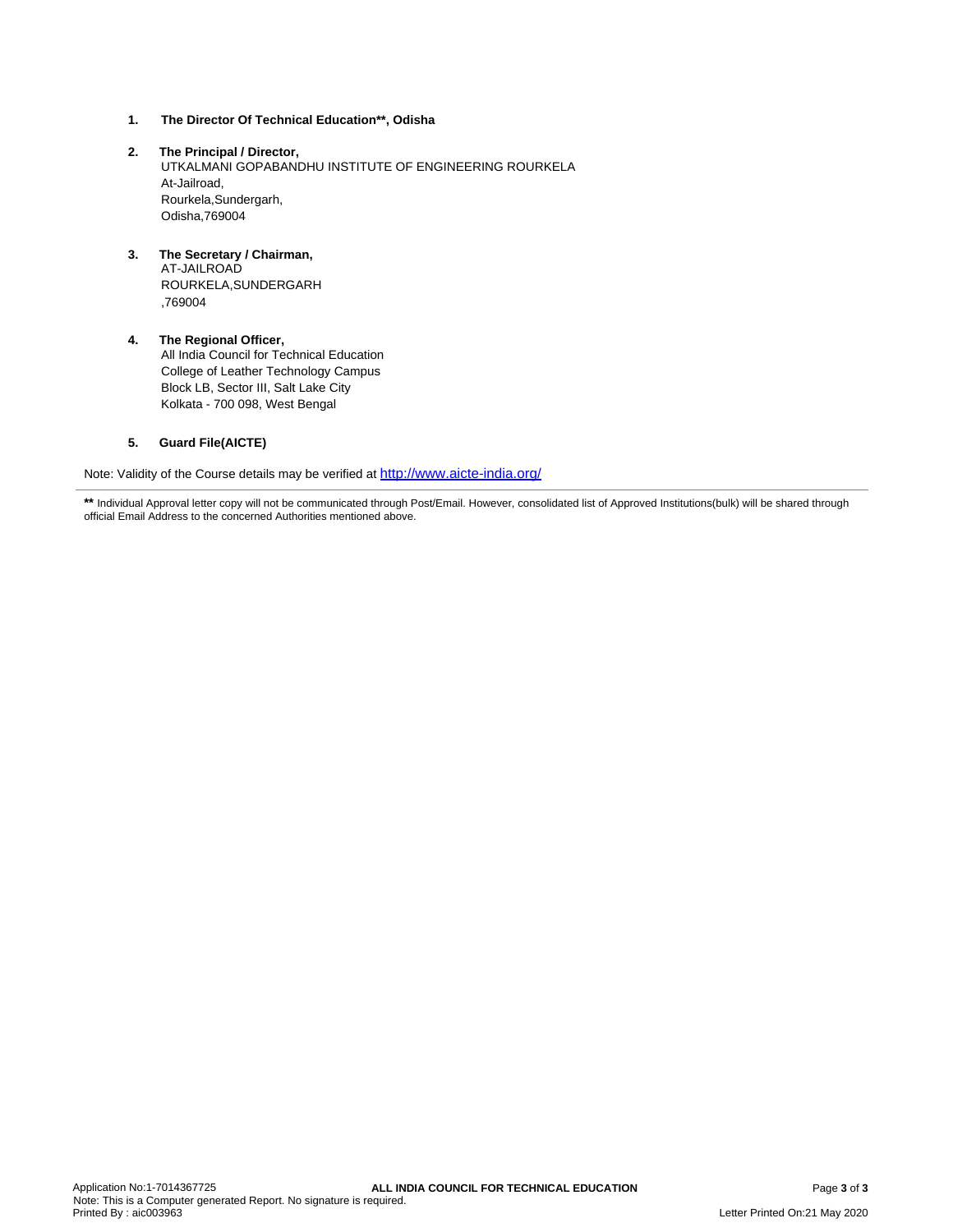1. **The Director Of Technical Education**, Odisha**

2. **The Principal / Director,**
   UTKALMANI GOPABANDHU INSTITUTE OF ENGINEERING ROURKELA
   At-Jailroad,
   Rourkela,Sundergarh,
   Odisha,769004

3. **The Secretary / Chairman,**
   AT-JAILROAD
   ROURKELA,SUNDERGARH
   ,769004

4. **The Regional Officer,**
   All India Council for Technical Education
   College of Leather Technology Campus
   Block LB, Sector III, Salt Lake City
   Kolkata - 700 098, West Bengal

5. **Guard File(AICTE)**

Note: Validity of the Course details may be verified at http://www.aicte-india.org/

---

**** Individual Approval letter copy will not be communicated through Post/Email. However, consolidated list of Approved Institutions(bulk) will be shared through official Email Address to the concerned Authorities mentioned above.

Application No:1-7014367725
Note: This is a Computer generated Report. No signature is required.
Printed By : aic003963

Letter Printed On:21 May 2020